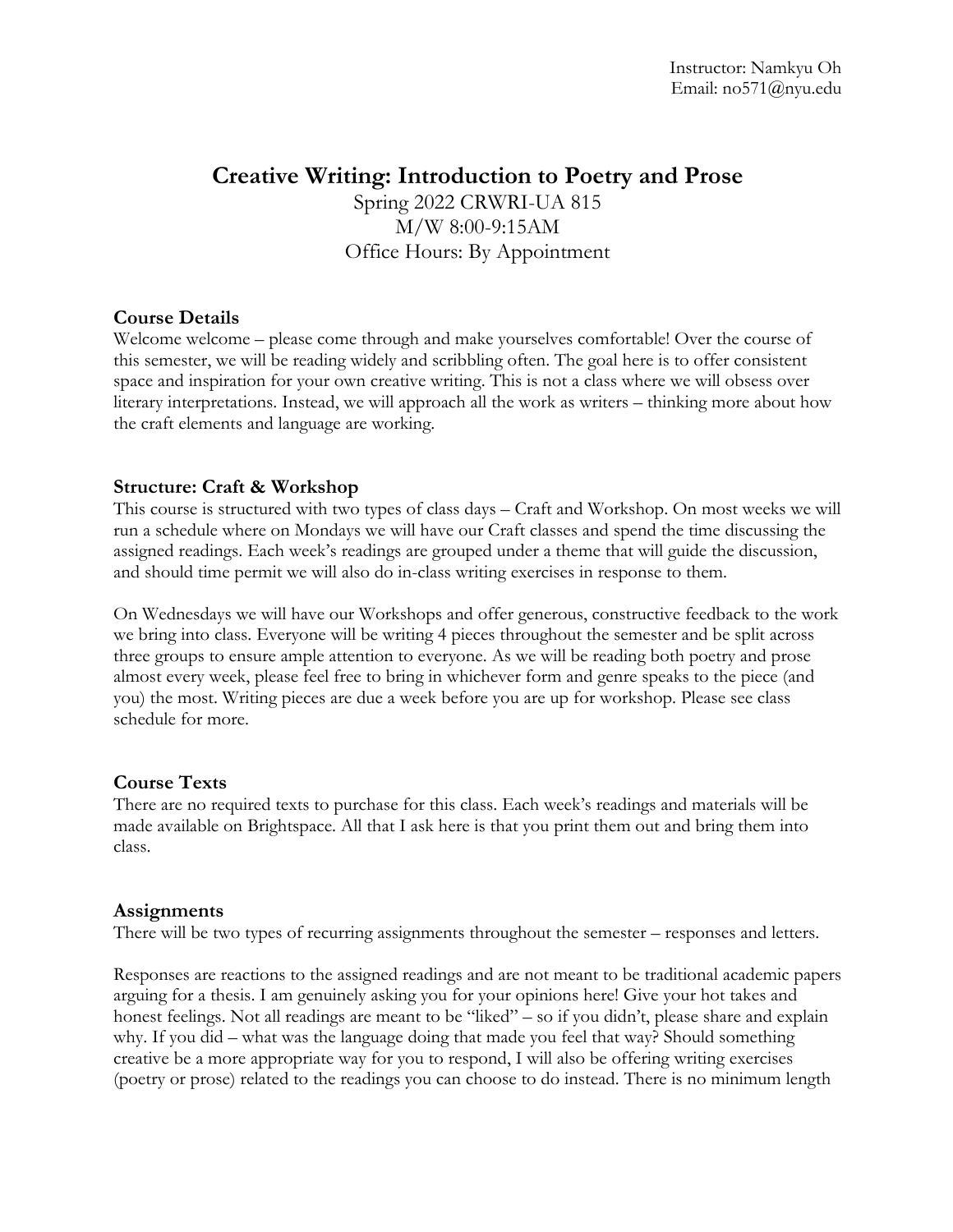Instructor: Namkyu Oh
Email: no571@nyu.edu

# Creative Writing: Introduction to Poetry and Prose

Spring 2022 CRWRI-UA 815
M/W 8:00-9:15AM
Office Hours: By Appointment

## Course Details

Welcome welcome – please come through and make yourselves comfortable! Over the course of this semester, we will be reading widely and scribbling often. The goal here is to offer consistent space and inspiration for your own creative writing. This is not a class where we will obsess over literary interpretations. Instead, we will approach all the work as writers – thinking more about how the craft elements and language are working.

## Structure: Craft & Workshop

This course is structured with two types of class days – Craft and Workshop. On most weeks we will run a schedule where on Mondays we will have our Craft classes and spend the time discussing the assigned readings. Each week's readings are grouped under a theme that will guide the discussion, and should time permit we will also do in-class writing exercises in response to them.

On Wednesdays we will have our Workshops and offer generous, constructive feedback to the work we bring into class. Everyone will be writing 4 pieces throughout the semester and be split across three groups to ensure ample attention to everyone. As we will be reading both poetry and prose almost every week, please feel free to bring in whichever form and genre speaks to the piece (and you) the most. Writing pieces are due a week before you are up for workshop. Please see class schedule for more.

## Course Texts

There are no required texts to purchase for this class. Each week's readings and materials will be made available on Brightspace. All that I ask here is that you print them out and bring them into class.

## Assignments

There will be two types of recurring assignments throughout the semester – responses and letters.

Responses are reactions to the assigned readings and are not meant to be traditional academic papers arguing for a thesis. I am genuinely asking you for your opinions here! Give your hot takes and honest feelings. Not all readings are meant to be "liked" – so if you didn't, please share and explain why. If you did – what was the language doing that made you feel that way? Should something creative be a more appropriate way for you to respond, I will also be offering writing exercises (poetry or prose) related to the readings you can choose to do instead. There is no minimum length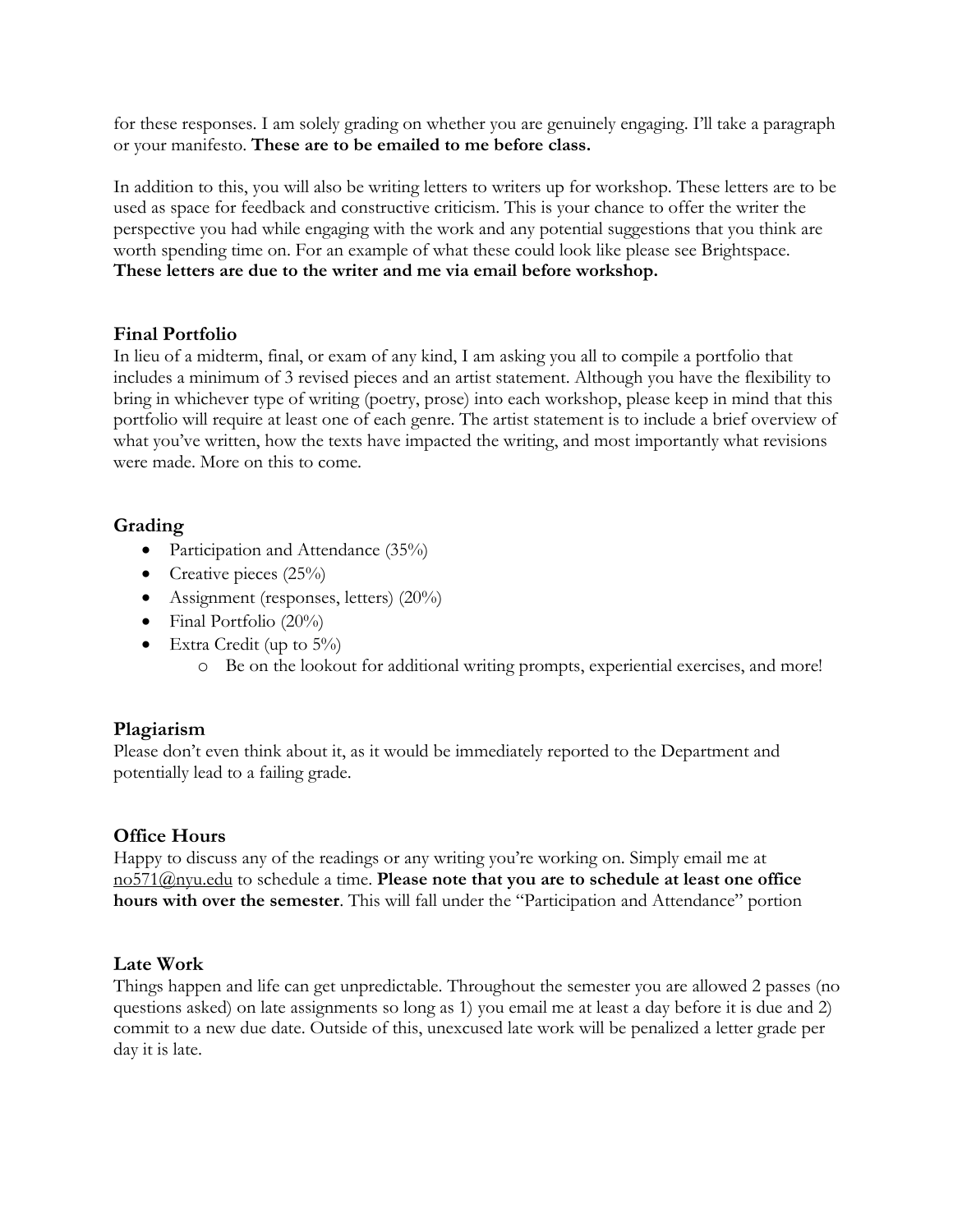for these responses. I am solely grading on whether you are genuinely engaging. I'll take a paragraph or your manifesto. **These are to be emailed to me before class.**

In addition to this, you will also be writing letters to writers up for workshop. These letters are to be used as space for feedback and constructive criticism. This is your chance to offer the writer the perspective you had while engaging with the work and any potential suggestions that you think are worth spending time on. For an example of what these could look like please see Brightspace. **These letters are due to the writer and me via email before workshop.**

### Final Portfolio

In lieu of a midterm, final, or exam of any kind, I am asking you all to compile a portfolio that includes a minimum of 3 revised pieces and an artist statement. Although you have the flexibility to bring in whichever type of writing (poetry, prose) into each workshop, please keep in mind that this portfolio will require at least one of each genre. The artist statement is to include a brief overview of what you've written, how the texts have impacted the writing, and most importantly what revisions were made. More on this to come.

### Grading

- Participation and Attendance (35%)
- Creative pieces (25%)
- Assignment (responses, letters) (20%)
- Final Portfolio (20%)
- Extra Credit (up to 5%)
  - Be on the lookout for additional writing prompts, experiential exercises, and more!

### Plagiarism

Please don't even think about it, as it would be immediately reported to the Department and potentially lead to a failing grade.

### Office Hours

Happy to discuss any of the readings or any writing you're working on. Simply email me at no571@nyu.edu to schedule a time. **Please note that you are to schedule at least one office hours with over the semester**. This will fall under the "Participation and Attendance" portion

### Late Work

Things happen and life can get unpredictable. Throughout the semester you are allowed 2 passes (no questions asked) on late assignments so long as 1) you email me at least a day before it is due and 2) commit to a new due date. Outside of this, unexcused late work will be penalized a letter grade per day it is late.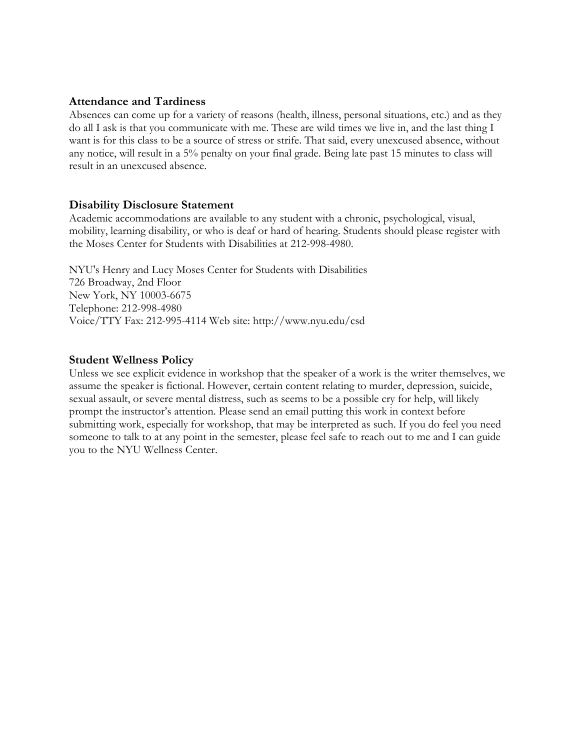## Attendance and Tardiness

Absences can come up for a variety of reasons (health, illness, personal situations, etc.) and as they do all I ask is that you communicate with me. These are wild times we live in, and the last thing I want is for this class to be a source of stress or strife. That said, every unexcused absence, without any notice, will result in a 5% penalty on your final grade. Being late past 15 minutes to class will result in an unexcused absence.

## Disability Disclosure Statement

Academic accommodations are available to any student with a chronic, psychological, visual, mobility, learning disability, or who is deaf or hard of hearing. Students should please register with the Moses Center for Students with Disabilities at 212-998-4980.

NYU's Henry and Lucy Moses Center for Students with Disabilities
726 Broadway, 2nd Floor
New York, NY 10003-6675
Telephone: 212-998-4980
Voice/TTY Fax: 212-995-4114 Web site: http://www.nyu.edu/csd

## Student Wellness Policy

Unless we see explicit evidence in workshop that the speaker of a work is the writer themselves, we assume the speaker is fictional. However, certain content relating to murder, depression, suicide, sexual assault, or severe mental distress, such as seems to be a possible cry for help, will likely prompt the instructor's attention. Please send an email putting this work in context before submitting work, especially for workshop, that may be interpreted as such. If you do feel you need someone to talk to at any point in the semester, please feel safe to reach out to me and I can guide you to the NYU Wellness Center.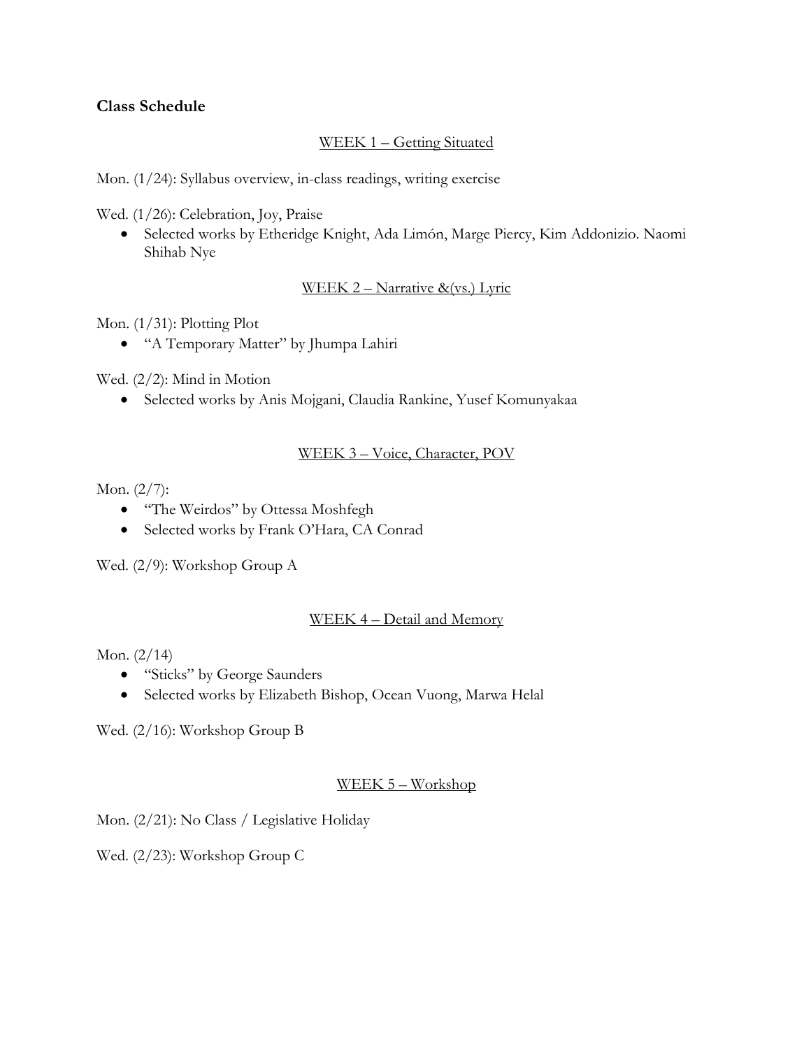## Class Schedule

WEEK 1 – Getting Situated

Mon. (1/24): Syllabus overview, in-class readings, writing exercise

Wed. (1/26): Celebration, Joy, Praise

- Selected works by Etheridge Knight, Ada Limón, Marge Piercy, Kim Addonizio. Naomi Shihab Nye

WEEK 2 – Narrative &(vs.) Lyric

Mon. (1/31): Plotting Plot

- "A Temporary Matter" by Jhumpa Lahiri

Wed. (2/2): Mind in Motion

- Selected works by Anis Mojgani, Claudia Rankine, Yusef Komunyakaa

WEEK 3 – Voice, Character, POV

Mon. (2/7):

- "The Weirdos" by Ottessa Moshfegh
- Selected works by Frank O'Hara, CA Conrad

Wed. (2/9): Workshop Group A

WEEK 4 – Detail and Memory

Mon. (2/14)

- "Sticks" by George Saunders
- Selected works by Elizabeth Bishop, Ocean Vuong, Marwa Helal

Wed. (2/16): Workshop Group B

WEEK 5 – Workshop

Mon. (2/21): No Class / Legislative Holiday

Wed. (2/23): Workshop Group C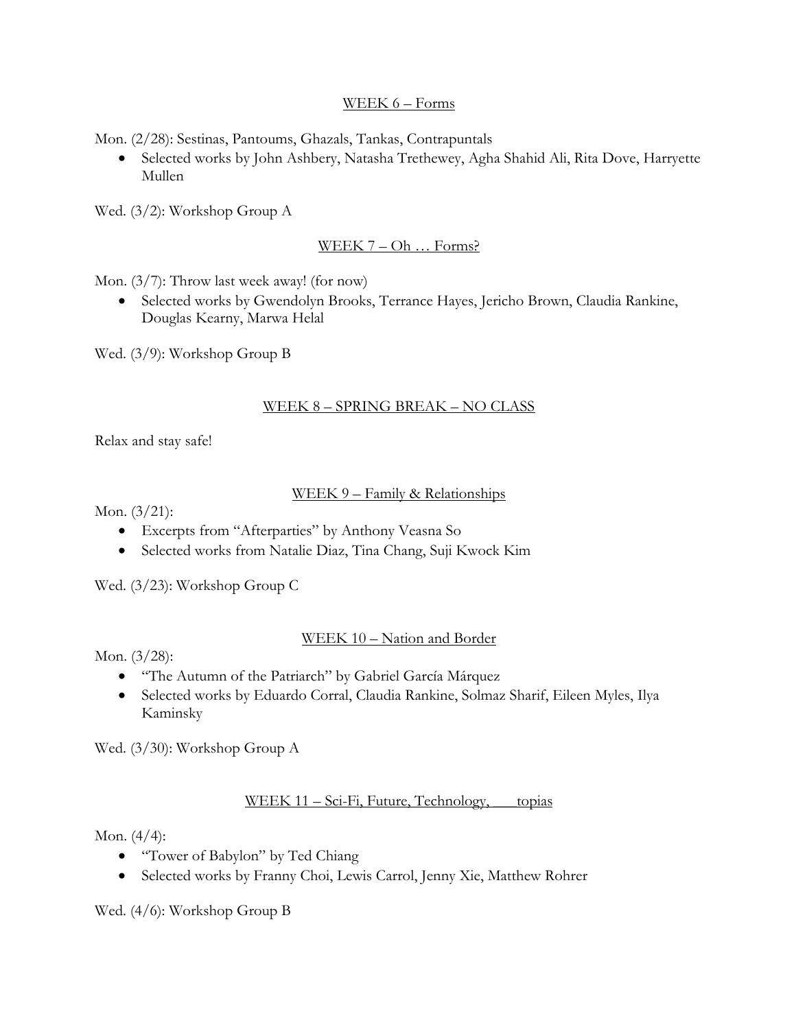## WEEK 6 – Forms

Mon. (2/28): Sestinas, Pantoums, Ghazals, Tankas, Contrapuntals

- Selected works by John Ashbery, Natasha Trethewey, Agha Shahid Ali, Rita Dove, Harryette Mullen

Wed. (3/2): Workshop Group A

## WEEK 7 – Oh … Forms?

Mon. (3/7): Throw last week away! (for now)

- Selected works by Gwendolyn Brooks, Terrance Hayes, Jericho Brown, Claudia Rankine, Douglas Kearny, Marwa Helal

Wed. (3/9): Workshop Group B

## WEEK 8 – SPRING BREAK – NO CLASS

Relax and stay safe!

## WEEK 9 – Family & Relationships

Mon. (3/21):

- Excerpts from "Afterparties" by Anthony Veasna So
- Selected works from Natalie Diaz, Tina Chang, Suji Kwock Kim

Wed. (3/23): Workshop Group C

## WEEK 10 – Nation and Border

Mon. (3/28):

- "The Autumn of the Patriarch" by Gabriel García Márquez
- Selected works by Eduardo Corral, Claudia Rankine, Solmaz Sharif, Eileen Myles, Ilya Kaminsky

Wed. (3/30): Workshop Group A

## WEEK 11 – Sci-Fi, Future, Technology, ___topias

Mon. (4/4):

- "Tower of Babylon" by Ted Chiang
- Selected works by Franny Choi, Lewis Carrol, Jenny Xie, Matthew Rohrer

Wed. (4/6): Workshop Group B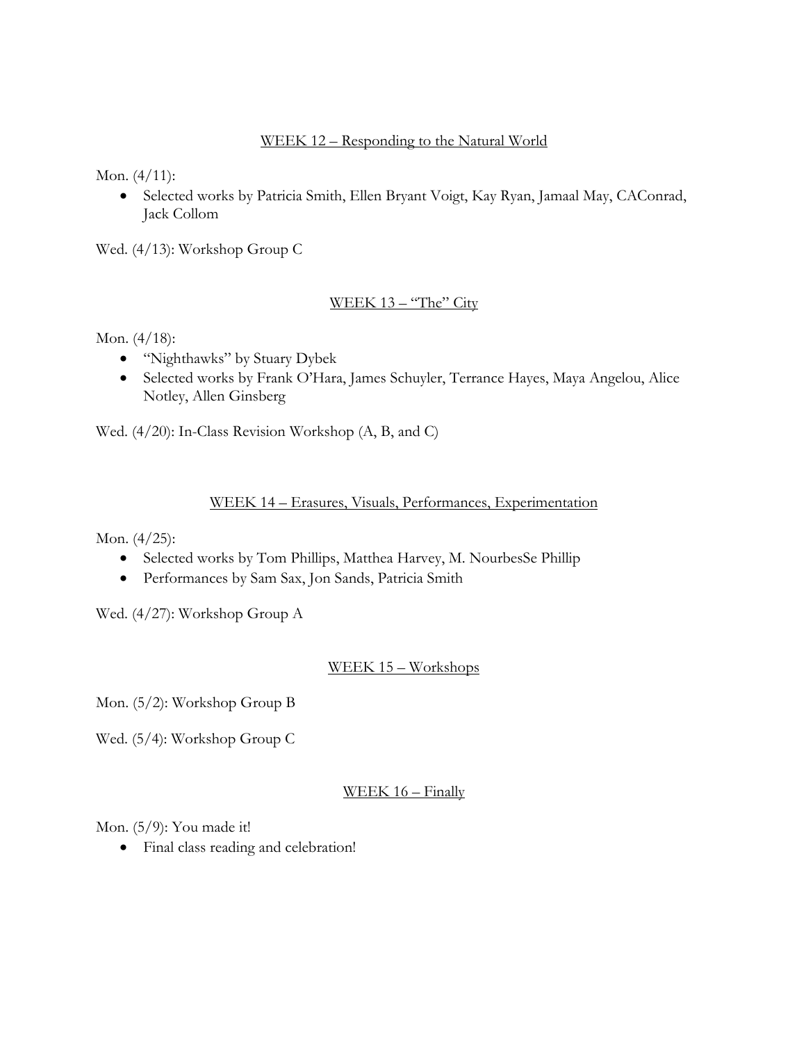## WEEK 12 – Responding to the Natural World

Mon. (4/11):

- Selected works by Patricia Smith, Ellen Bryant Voigt, Kay Ryan, Jamaal May, CAConrad, Jack Collom

Wed. (4/13): Workshop Group C

## WEEK 13 – "The" City

Mon. (4/18):

- "Nighthawks" by Stuary Dybek
- Selected works by Frank O'Hara, James Schuyler, Terrance Hayes, Maya Angelou, Alice Notley, Allen Ginsberg

Wed. (4/20): In-Class Revision Workshop (A, B, and C)

## WEEK 14 – Erasures, Visuals, Performances, Experimentation

Mon. (4/25):

- Selected works by Tom Phillips, Matthea Harvey, M. NourbesSe Phillip
- Performances by Sam Sax, Jon Sands, Patricia Smith

Wed. (4/27): Workshop Group A

## WEEK 15 – Workshops

Mon. (5/2): Workshop Group B

Wed. (5/4): Workshop Group C

## WEEK 16 – Finally

Mon. (5/9): You made it!

- Final class reading and celebration!